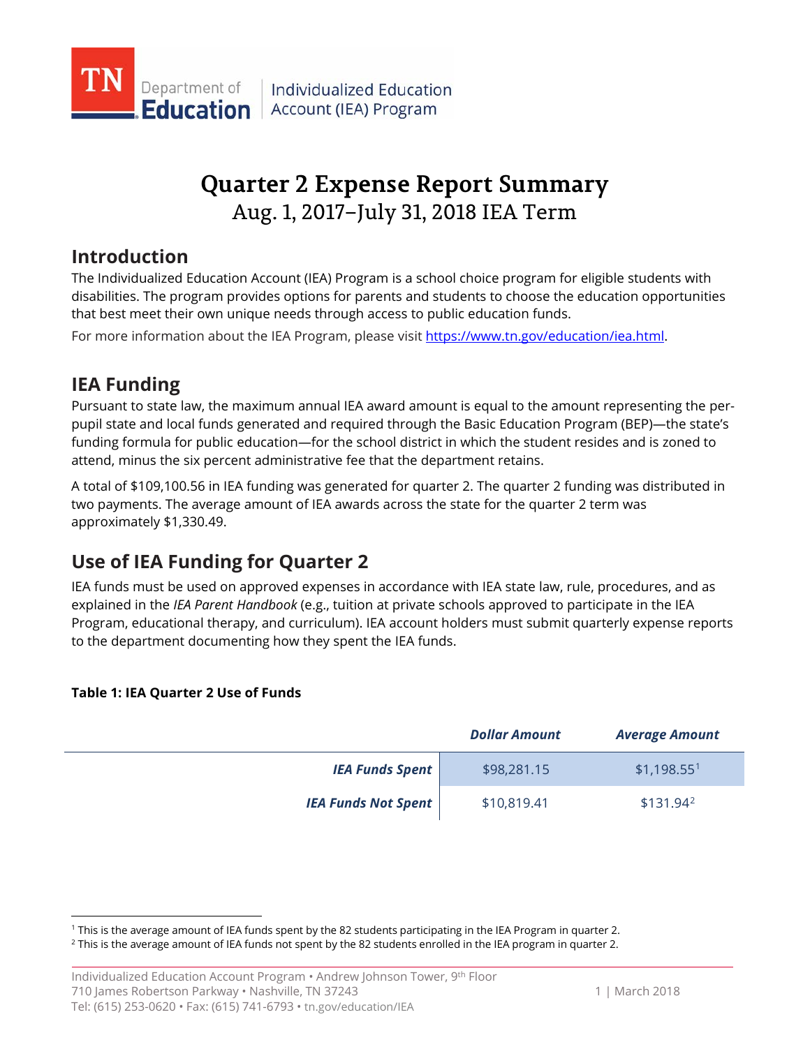# Quarter 2 Expense Report Summary

## Aug. 1, 2017–July 31, 2018 IEA Term

## Introduction

The Individualized Education Account (IEA) Program is a school choice program for eligible students with disabilities. The program provides options for parents and students to choose the education opportunities that best meet their own unique needs through access to public education funds.

For more information about the IEA Program, please visit https://www.tn.gov/education/iea.html.

## IEA Funding

Pursuant to state law, the maximum annual IEA award amount is equal to the amount representing the per-pupil state and local funds generated and required through the Basic Education Program (BEP)—the state's funding formula for public education—for the school district in which the student resides and is zoned to attend, minus the six percent administrative fee that the department retains.

A total of $109,100.56 in IEA funding was generated for quarter 2. The quarter 2 funding was distributed in two payments. The average amount of IEA awards across the state for the quarter 2 term was approximately $1,330.49.

## Use of IEA Funding for Quarter 2

IEA funds must be used on approved expenses in accordance with IEA state law, rule, procedures, and as explained in the *IEA Parent Handbook* (e.g., tuition at private schools approved to participate in the IEA Program, educational therapy, and curriculum). IEA account holders must submit quarterly expense reports to the department documenting how they spent the IEA funds.

**Table 1: IEA Quarter 2 Use of Funds**

| | ***Dollar Amount*** | ***Average Amount*** |
|---|---|---|
| ***IEA Funds Spent*** | $98,281.15 | $1,198.55[1] |
| ***IEA Funds Not Spent*** | $10,819.41 | $131.94[2] |

[1] This is the average amount of IEA funds spent by the 82 students participating in the IEA Program in quarter 2.

[2] This is the average amount of IEA funds not spent by the 82 students enrolled in the IEA program in quarter 2.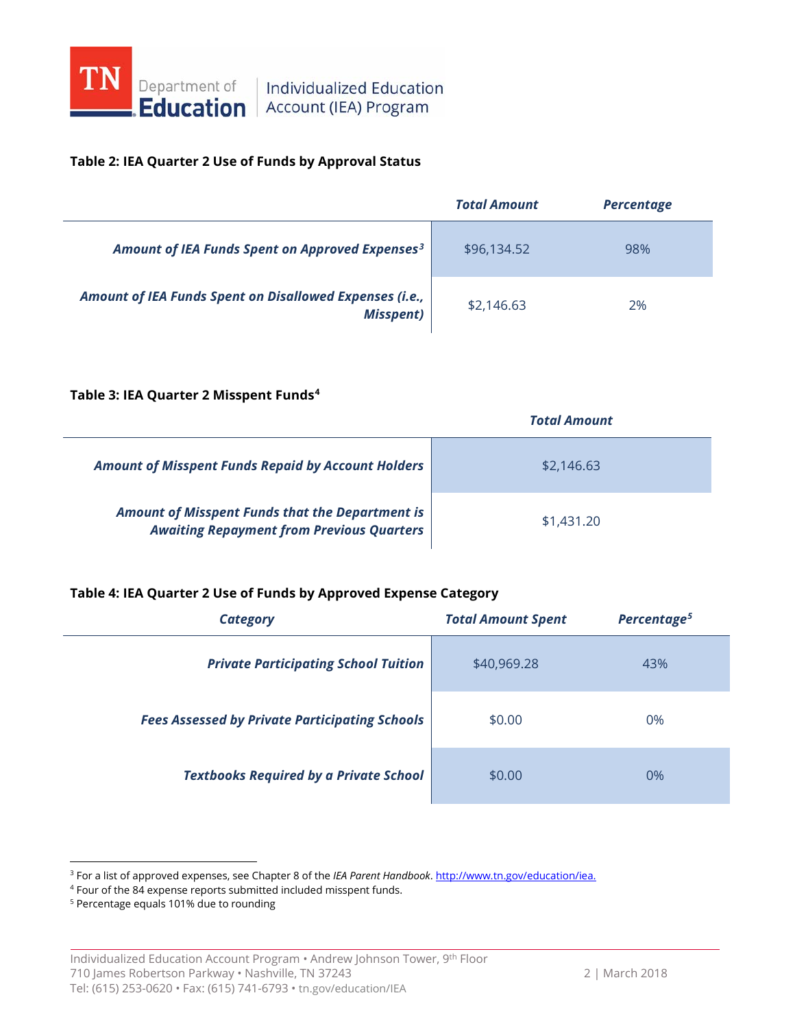**Table 2: IEA Quarter 2 Use of Funds by Approval Status**

| | Total Amount | Percentage |
|---|---|---|
| Amount of IEA Funds Spent on Approved Expenses[3] | $96,134.52 | 98% |
| Amount of IEA Funds Spent on Disallowed Expenses (i.e., Misspent) | $2,146.63 | 2% |

**Table 3: IEA Quarter 2 Misspent Funds[4]**

| | Total Amount |
|---|---|
| Amount of Misspent Funds Repaid by Account Holders | $2,146.63 |
| Amount of Misspent Funds that the Department is Awaiting Repayment from Previous Quarters | $1,431.20 |

**Table 4: IEA Quarter 2 Use of Funds by Approved Expense Category**

| Category | Total Amount Spent | Percentage[5] |
|---|---|---|
| Private Participating School Tuition | $40,969.28 | 43% |
| Fees Assessed by Private Participating Schools | $0.00 | 0% |
| Textbooks Required by a Private School | $0.00 | 0% |

[3] For a list of approved expenses, see Chapter 8 of the *IEA Parent Handbook*. http://www.tn.gov/education/iea.

[4] Four of the 84 expense reports submitted included misspent funds.

[5] Percentage equals 101% due to rounding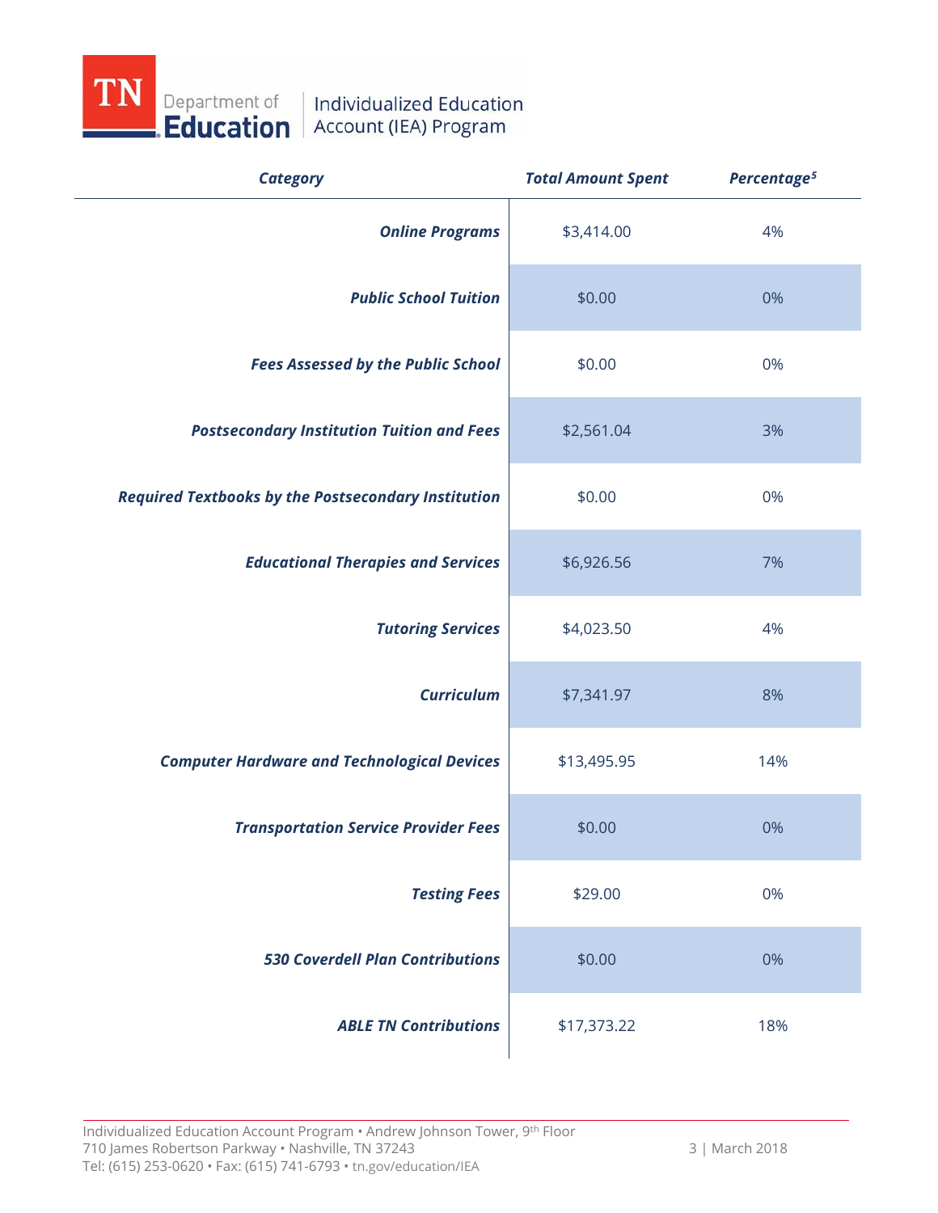| *Category* | *Total Amount Spent* | *Percentage*[5] |
|---|---|---|
| ***Online Programs*** | $3,414.00 | 4% |
| ***Public School Tuition*** | $0.00 | 0% |
| ***Fees Assessed by the Public School*** | $0.00 | 0% |
| ***Postsecondary Institution Tuition and Fees*** | $2,561.04 | 3% |
| ***Required Textbooks by the Postsecondary Institution*** | $0.00 | 0% |
| ***Educational Therapies and Services*** | $6,926.56 | 7% |
| ***Tutoring Services*** | $4,023.50 | 4% |
| ***Curriculum*** | $7,341.97 | 8% |
| ***Computer Hardware and Technological Devices*** | $13,495.95 | 14% |
| ***Transportation Service Provider Fees*** | $0.00 | 0% |
| ***Testing Fees*** | $29.00 | 0% |
| ***530 Coverdell Plan Contributions*** | $0.00 | 0% |
| ***ABLE TN Contributions*** | $17,373.22 | 18% |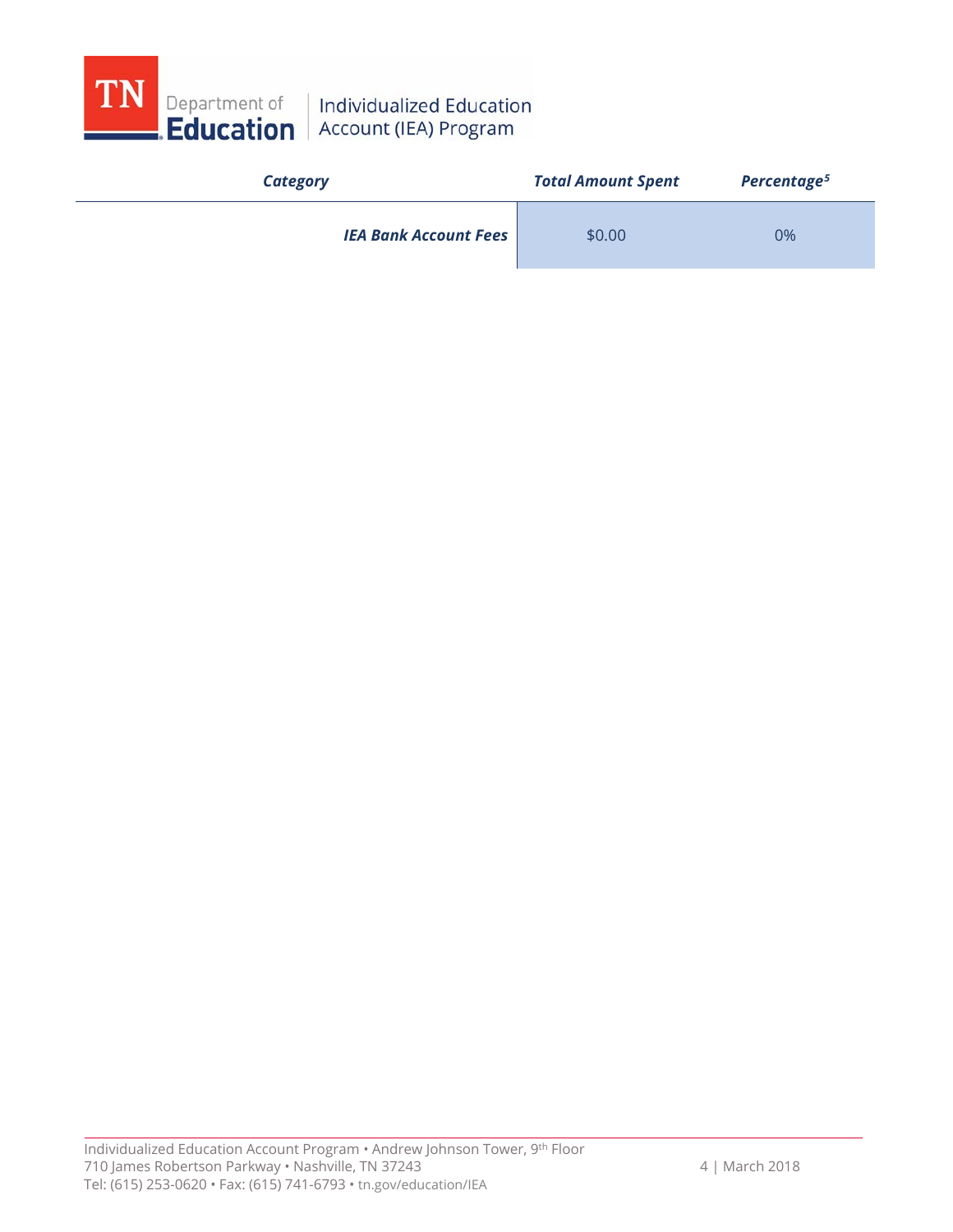| *Category* | *Total Amount Spent* | *Percentage*[5] |
| --- | --- | --- |
| *IEA Bank Account Fees* | $0.00 | 0% |